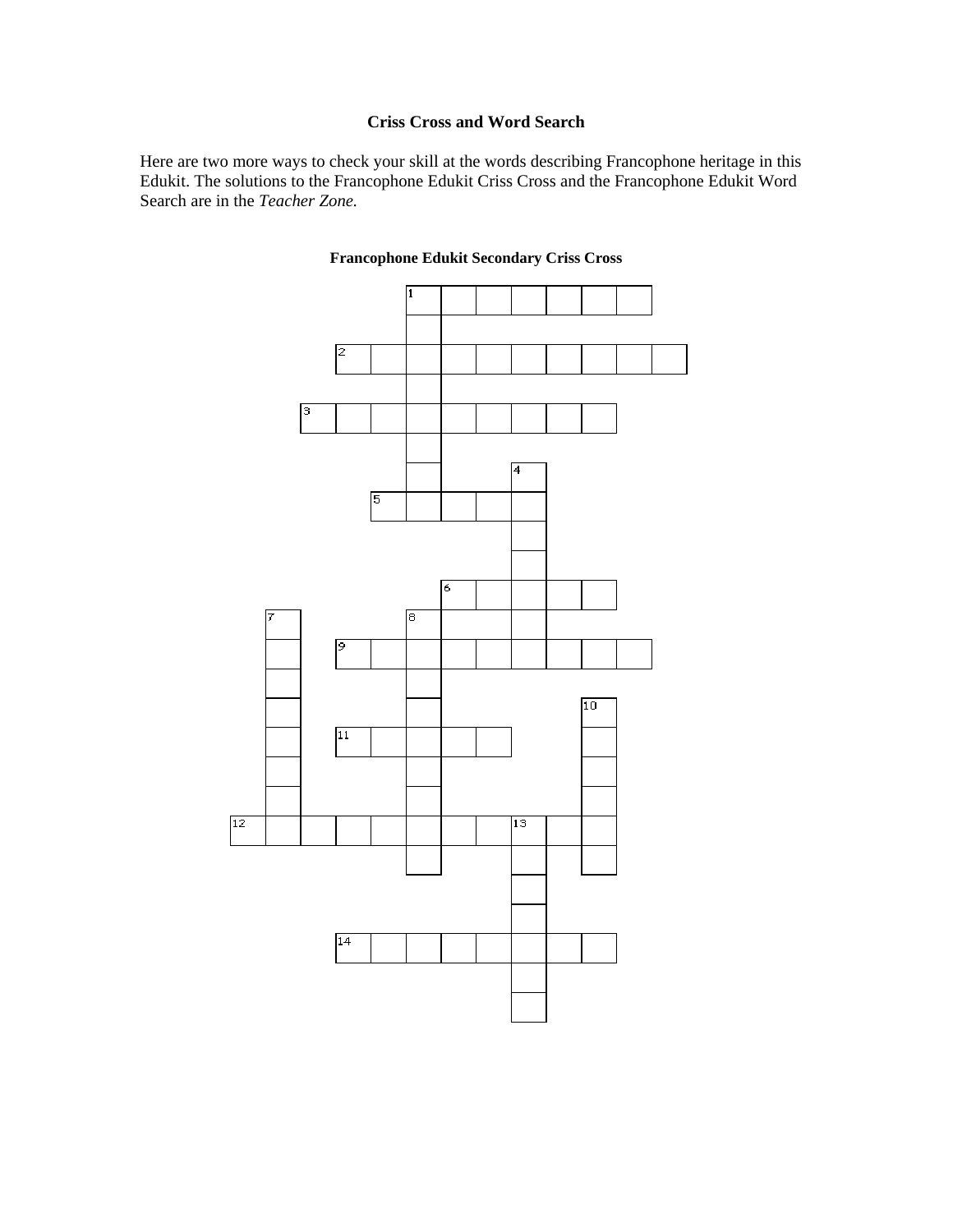# Criss Cross and Word Search

Here are two more ways to check your skill at the words describing Francophone heritage in this Edukit. The solutions to the Francophone Edukit Criss Cross and the Francophone Edukit Word Search are in the *Teacher Zone.*

## Francophone Edukit Secondary Criss Cross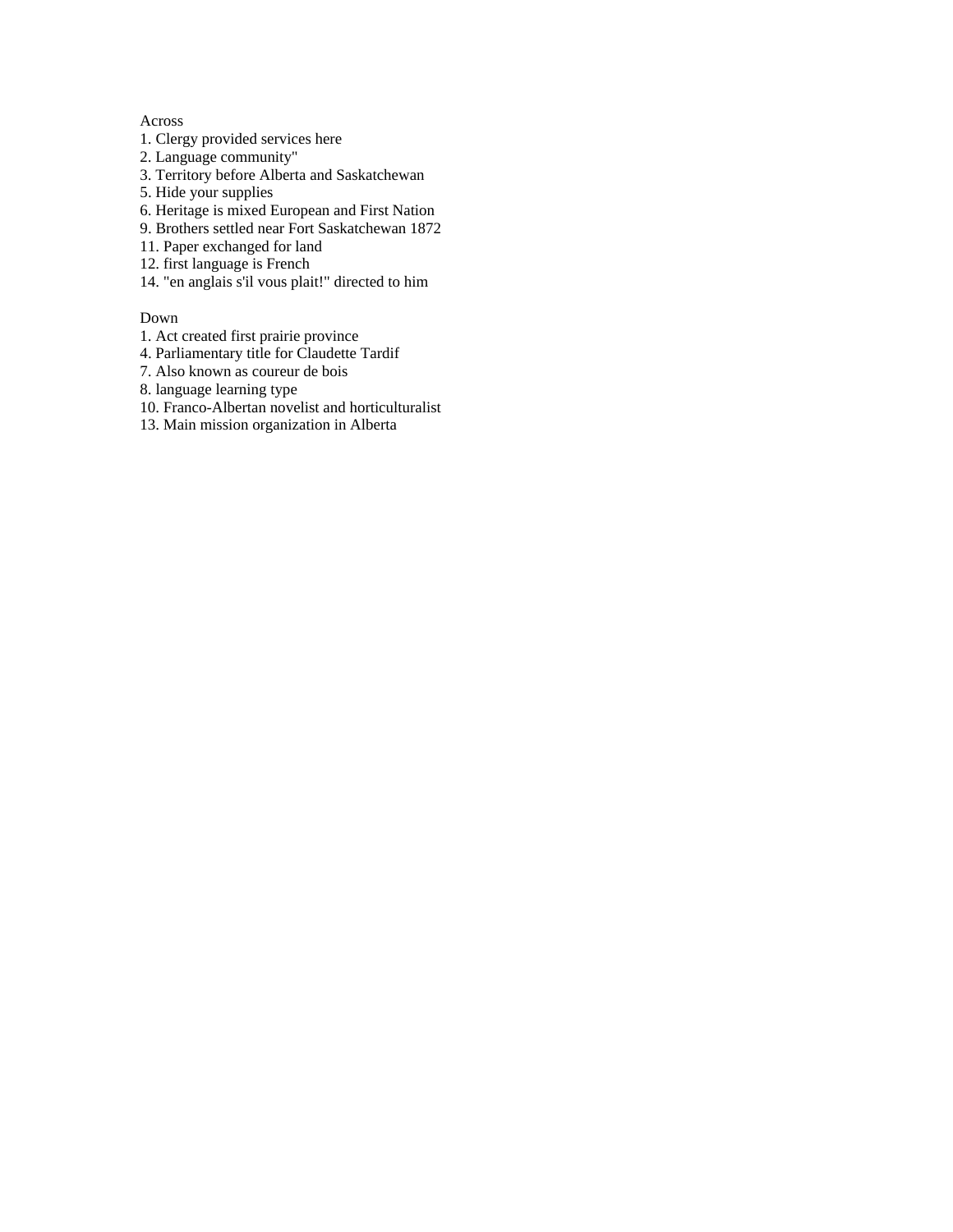Across

1. Clergy provided services here
2. Language community"
3. Territory before Alberta and Saskatchewan
5. Hide your supplies
6. Heritage is mixed European and First Nation
9. Brothers settled near Fort Saskatchewan 1872
11. Paper exchanged for land
12. first language is French
14. "en anglais s'il vous plait!" directed to him

Down

1. Act created first prairie province
4. Parliamentary title for Claudette Tardif
7. Also known as coureur de bois
8. language learning type
10. Franco-Albertan novelist and horticulturalist
13. Main mission organization in Alberta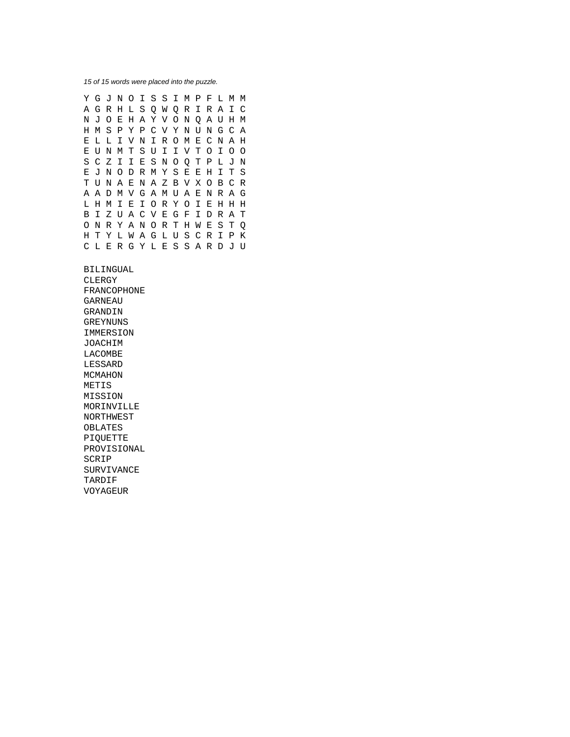*15 of 15 words were placed into the puzzle.*

```
Y G J N O I S S I M P F L M M
A G R H L S Q W Q R I R A I C
N J O E H A Y V O N Q A U H M
H M S P Y P C V Y N U N G C A
E L L I V N I R O M E C N A H
E U N M T S U I I V T O I O O
S C Z I I E S N O Q T P L J N
E J N O D R M Y S E E H I T S
T U N A E N A Z B V X O B C R
A A D M V G A M U A E N R A G
L H M I E I O R Y O I E H H H
B I Z U A C V E G F I D R A T
O N R Y A N O R T H W E S T Q
H T Y L W A G L U S C R I P K
C L E R G Y L E S S A R D J U
```

BILINGUAL
CLERGY
FRANCOPHONE
GARNEAU
GRANDIN
GREYNUNS
IMMERSION
JOACHIM
LACOMBE
LESSARD
MCMAHON
METIS
MISSION
MORINVILLE
NORTHWEST
OBLATES
PIQUETTE
PROVISIONAL
SCRIP
SURVIVANCE
TARDIF
VOYAGEUR